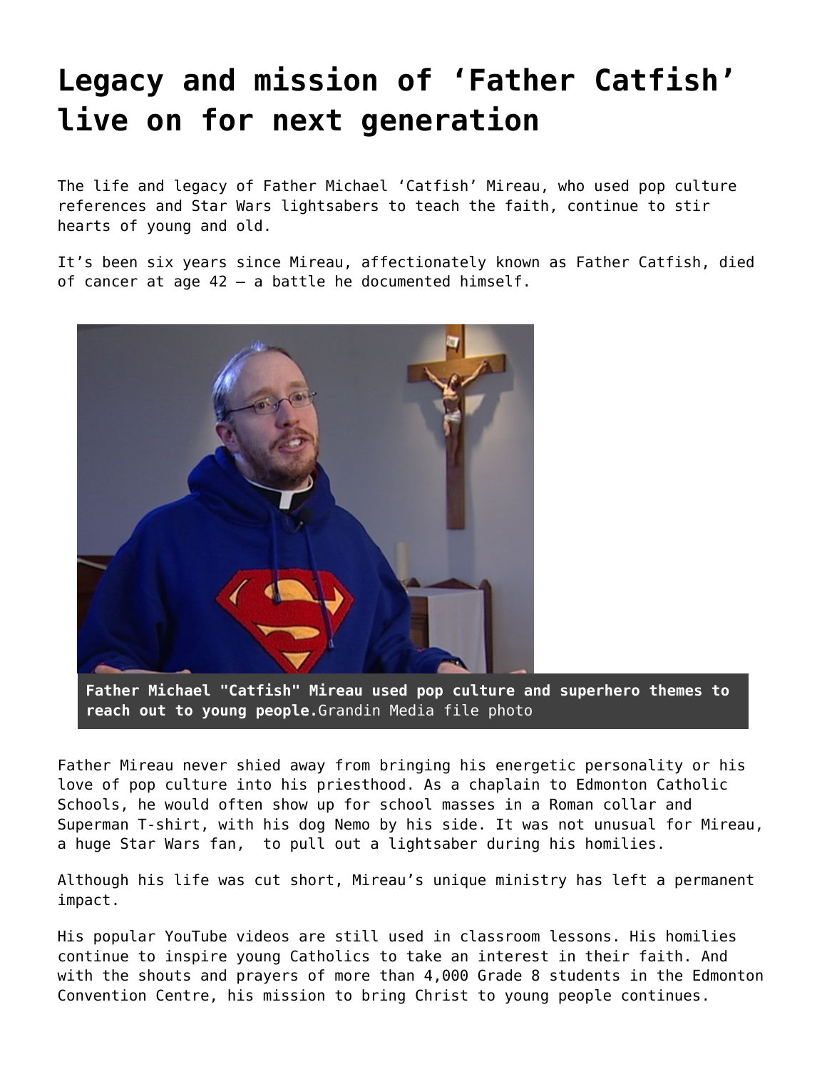# Legacy and mission of 'Father Catfish' live on for next generation

The life and legacy of Father Michael 'Catfish' Mireau, who used pop culture references and Star Wars lightsabers to teach the faith, continue to stir hearts of young and old.

It's been six years since Mireau, affectionately known as Father Catfish, died of cancer at age 42 — a battle he documented himself.

**Father Michael "Catfish" Mireau used pop culture and superhero themes to reach out to young people.** Grandin Media file photo

Father Mireau never shied away from bringing his energetic personality or his love of pop culture into his priesthood. As a chaplain to Edmonton Catholic Schools, he would often show up for school masses in a Roman collar and Superman T-shirt, with his dog Nemo by his side. It was not unusual for Mireau, a huge Star Wars fan, to pull out a lightsaber during his homilies.

Although his life was cut short, Mireau's unique ministry has left a permanent impact.

His popular YouTube videos are still used in classroom lessons. His homilies continue to inspire young Catholics to take an interest in their faith. And with the shouts and prayers of more than 4,000 Grade 8 students in the Edmonton Convention Centre, his mission to bring Christ to young people continues.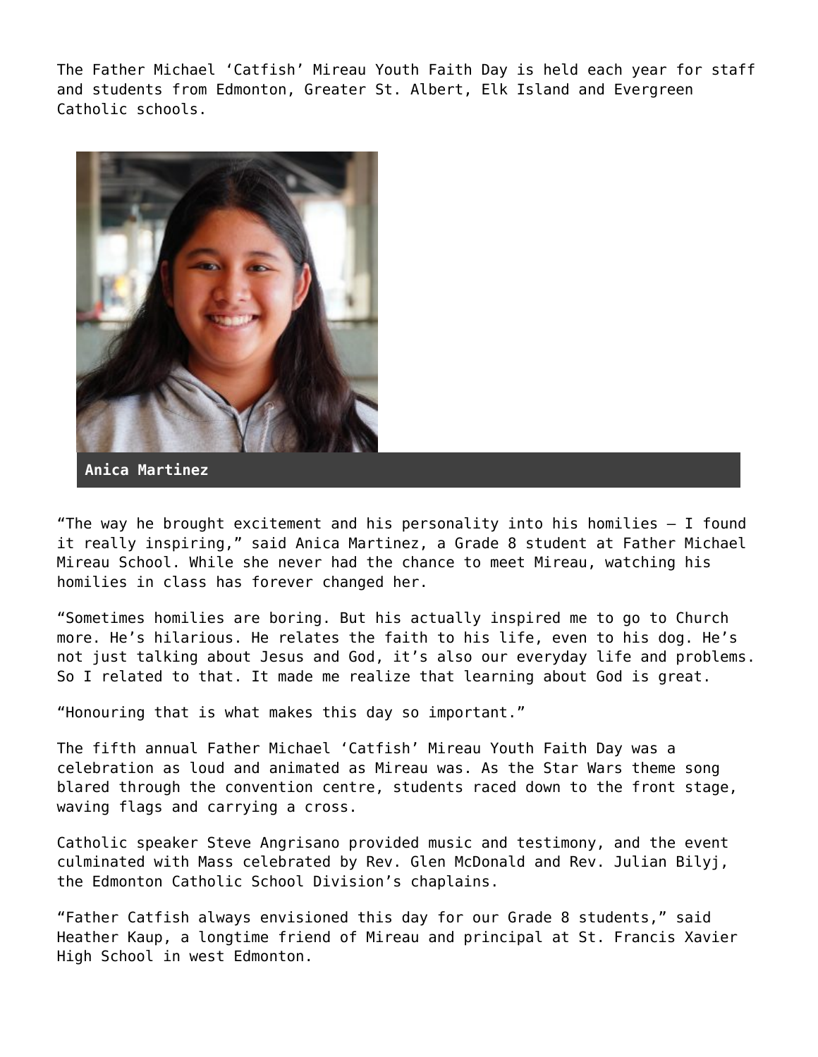The Father Michael 'Catfish' Mireau Youth Faith Day is held each year for staff and students from Edmonton, Greater St. Albert, Elk Island and Evergreen Catholic schools.

**Anica Martinez**

"The way he brought excitement and his personality into his homilies – I found it really inspiring," said Anica Martinez, a Grade 8 student at Father Michael Mireau School. While she never had the chance to meet Mireau, watching his homilies in class has forever changed her.

"Sometimes homilies are boring. But his actually inspired me to go to Church more. He's hilarious. He relates the faith to his life, even to his dog. He's not just talking about Jesus and God, it's also our everyday life and problems. So I related to that. It made me realize that learning about God is great.

"Honouring that is what makes this day so important."

The fifth annual Father Michael 'Catfish' Mireau Youth Faith Day was a celebration as loud and animated as Mireau was. As the Star Wars theme song blared through the convention centre, students raced down to the front stage, waving flags and carrying a cross.

Catholic speaker Steve Angrisano provided music and testimony, and the event culminated with Mass celebrated by Rev. Glen McDonald and Rev. Julian Bilyj, the Edmonton Catholic School Division's chaplains.

"Father Catfish always envisioned this day for our Grade 8 students," said Heather Kaup, a longtime friend of Mireau and principal at St. Francis Xavier High School in west Edmonton.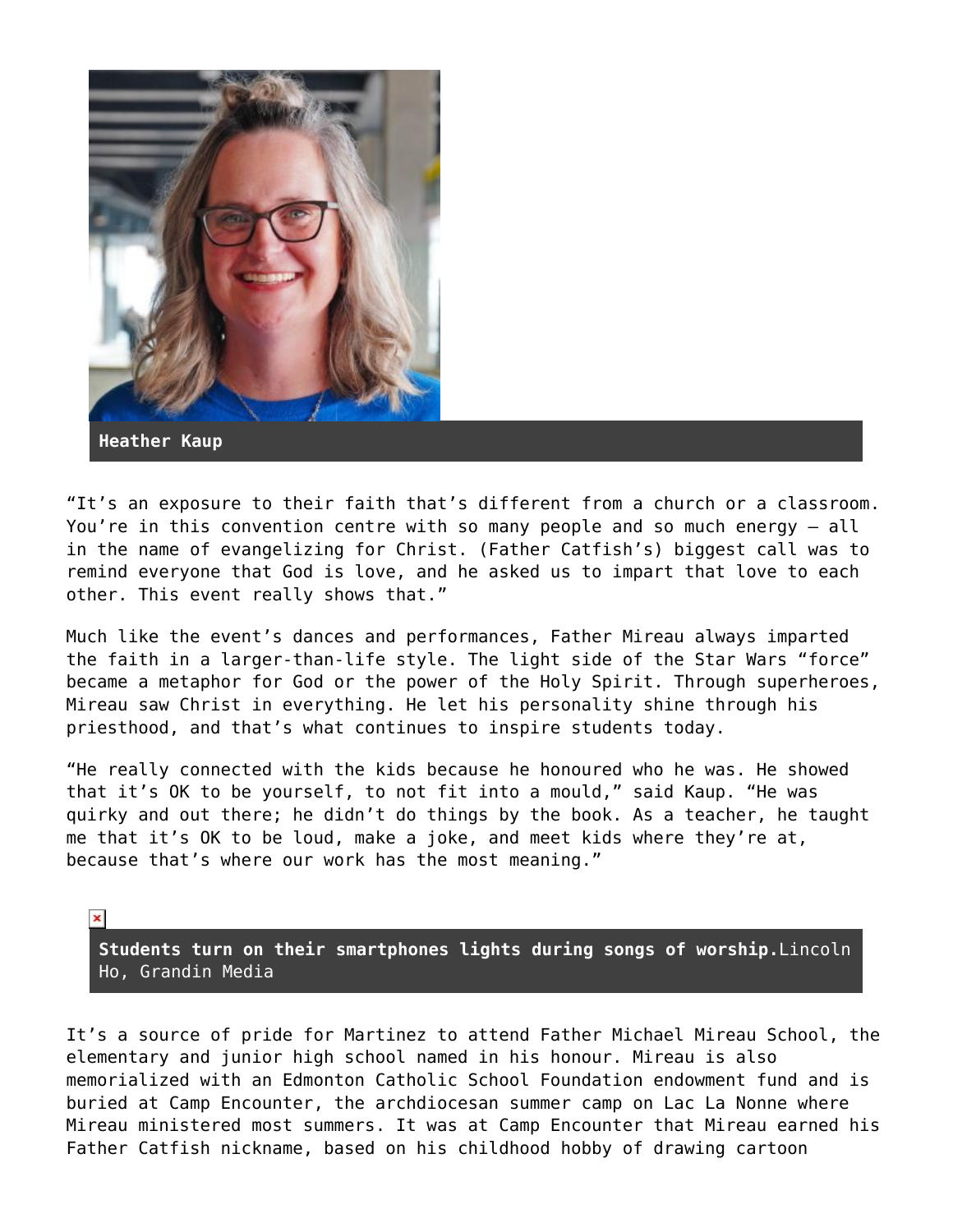**Heather Kaup**

"It's an exposure to their faith that's different from a church or a classroom. You're in this convention centre with so many people and so much energy – all in the name of evangelizing for Christ. (Father Catfish's) biggest call was to remind everyone that God is love, and he asked us to impart that love to each other. This event really shows that."

Much like the event's dances and performances, Father Mireau always imparted the faith in a larger-than-life style. The light side of the Star Wars "force" became a metaphor for God or the power of the Holy Spirit. Through superheroes, Mireau saw Christ in everything. He let his personality shine through his priesthood, and that's what continues to inspire students today.

"He really connected with the kids because he honoured who he was. He showed that it's OK to be yourself, to not fit into a mould," said Kaup. "He was quirky and out there; he didn't do things by the book. As a teacher, he taught me that it's OK to be loud, make a joke, and meet kids where they're at, because that's where our work has the most meaning."

**Students turn on their smartphones lights during songs of worship.**Lincoln Ho, Grandin Media

It's a source of pride for Martinez to attend Father Michael Mireau School, the elementary and junior high school named in his honour. Mireau is also memorialized with an Edmonton Catholic School Foundation endowment fund and is buried at Camp Encounter, the archdiocesan summer camp on Lac La Nonne where Mireau ministered most summers. It was at Camp Encounter that Mireau earned his Father Catfish nickname, based on his childhood hobby of drawing cartoon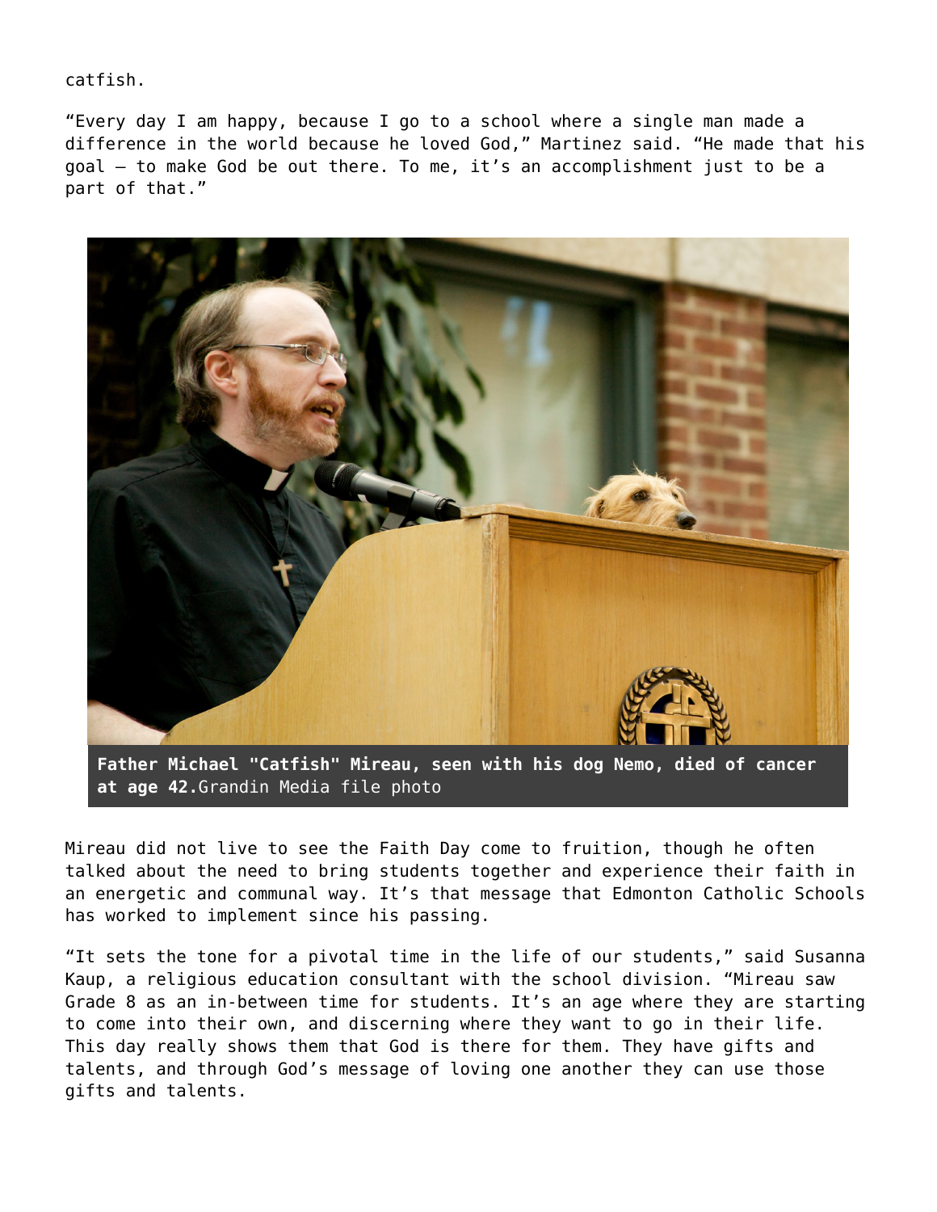catfish.

“Every day I am happy, because I go to a school where a single man made a difference in the world because he loved God,” Martinez said. “He made that his goal – to make God be out there. To me, it’s an accomplishment just to be a part of that.”

**Father Michael "Catfish" Mireau, seen with his dog Nemo, died of cancer at age 42.** Grandin Media file photo

Mireau did not live to see the Faith Day come to fruition, though he often talked about the need to bring students together and experience their faith in an energetic and communal way. It’s that message that Edmonton Catholic Schools has worked to implement since his passing.

“It sets the tone for a pivotal time in the life of our students,” said Susanna Kaup, a religious education consultant with the school division. “Mireau saw Grade 8 as an in-between time for students. It’s an age where they are starting to come into their own, and discerning where they want to go in their life. This day really shows them that God is there for them. They have gifts and talents, and through God’s message of loving one another they can use those gifts and talents.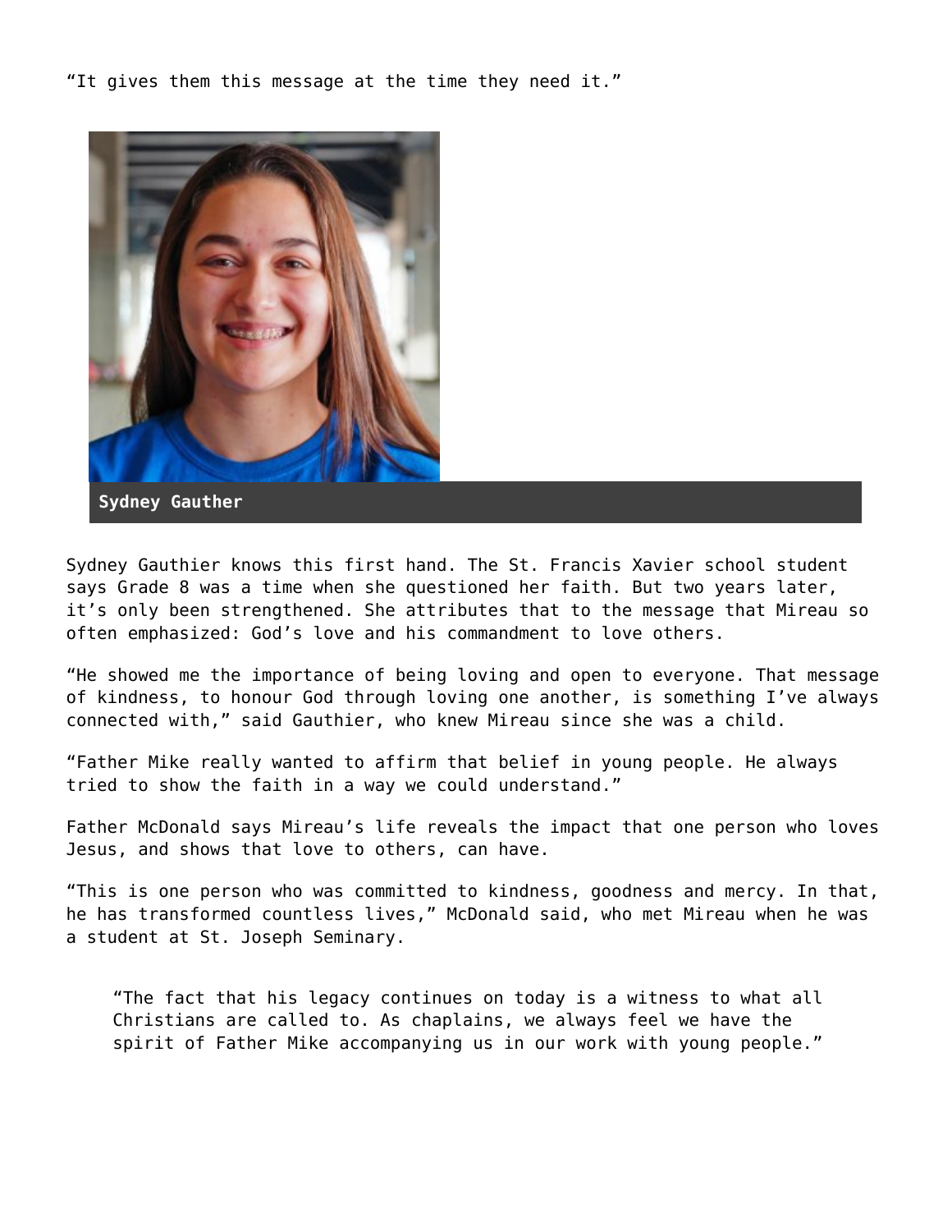"It gives them this message at the time they need it."

Sydney Gauther

Sydney Gauthier knows this first hand. The St. Francis Xavier school student says Grade 8 was a time when she questioned her faith. But two years later, it's only been strengthened. She attributes that to the message that Mireau so often emphasized: God's love and his commandment to love others.

"He showed me the importance of being loving and open to everyone. That message of kindness, to honour God through loving one another, is something I've always connected with," said Gauthier, who knew Mireau since she was a child.

"Father Mike really wanted to affirm that belief in young people. He always tried to show the faith in a way we could understand."

Father McDonald says Mireau's life reveals the impact that one person who loves Jesus, and shows that love to others, can have.

"This is one person who was committed to kindness, goodness and mercy. In that, he has transformed countless lives," McDonald said, who met Mireau when he was a student at St. Joseph Seminary.

> "The fact that his legacy continues on today is a witness to what all Christians are called to. As chaplains, we always feel we have the spirit of Father Mike accompanying us in our work with young people."